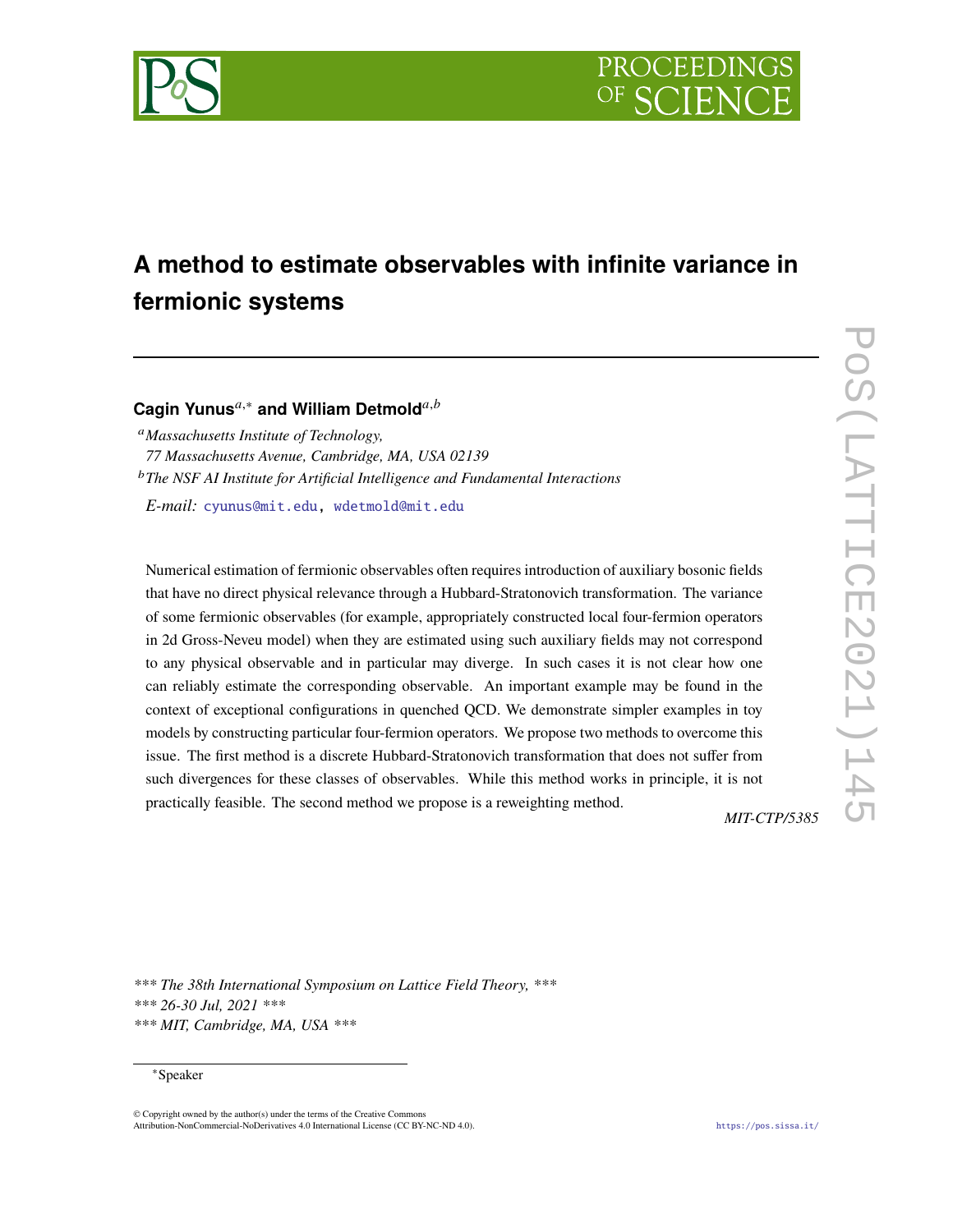# A method to estimate observables with infinite variance in fermionic systems

**Cagin Yunus**[a,*] **and William Detmold**[a,b]

[a] *Massachusetts Institute of Technology, 77 Massachusetts Avenue, Cambridge, MA, USA 02139*

[b] *The NSF AI Institute for Artificial Intelligence and Fundamental Interactions*

*E-mail:* cyunus@mit.edu, wdetmold@mit.edu

Numerical estimation of fermionic observables often requires introduction of auxiliary bosonic fields that have no direct physical relevance through a Hubbard-Stratonovich transformation. The variance of some fermionic observables (for example, appropriately constructed local four-fermion operators in 2d Gross-Neveu model) when they are estimated using such auxiliary fields may not correspond to any physical observable and in particular may diverge. In such cases it is not clear how one can reliably estimate the corresponding observable. An important example may be found in the context of exceptional configurations in quenched QCD. We demonstrate simpler examples in toy models by constructing particular four-fermion operators. We propose two methods to overcome this issue. The first method is a discrete Hubbard-Stratonovich transformation that does not suffer from such divergences for these classes of observables. While this method works in principle, it is not practically feasible. The second method we propose is a reweighting method.

*MIT-CTP/5385*

*\*\*\* The 38th International Symposium on Lattice Field Theory, \*\*\**
*\*\*\* 26-30 Jul, 2021 \*\*\**
*\*\*\* MIT, Cambridge, MA, USA \*\*\**

[*] Speaker

© Copyright owned by the author(s) under the terms of the Creative Commons Attribution-NonCommercial-NoDerivatives 4.0 International License (CC BY-NC-ND 4.0).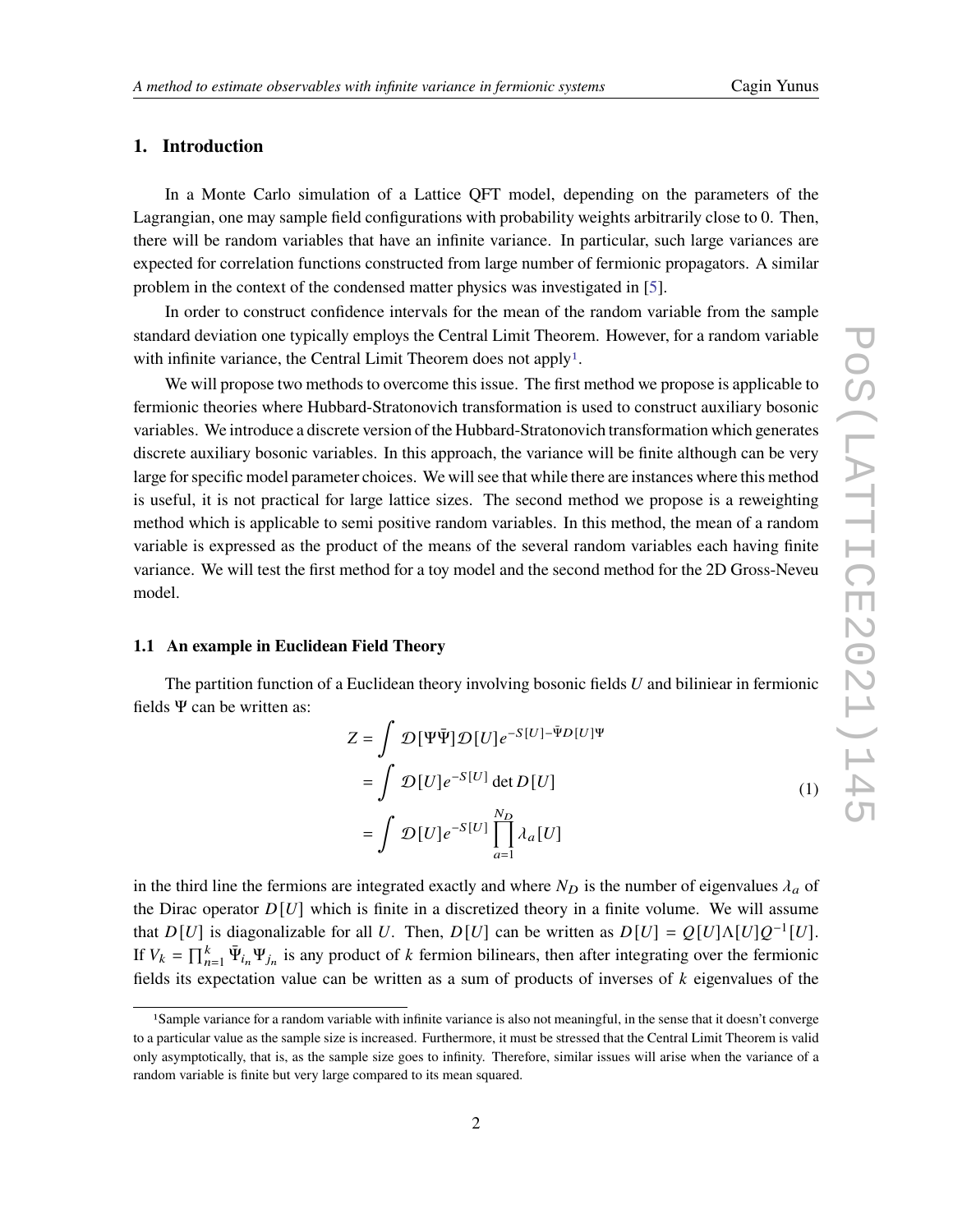## 1. Introduction

In a Monte Carlo simulation of a Lattice QFT model, depending on the parameters of the Lagrangian, one may sample field configurations with probability weights arbitrarily close to 0. Then, there will be random variables that have an infinite variance. In particular, such large variances are expected for correlation functions constructed from large number of fermionic propagators. A similar problem in the context of the condensed matter physics was investigated in [5].

In order to construct confidence intervals for the mean of the random variable from the sample standard deviation one typically employs the Central Limit Theorem. However, for a random variable with infinite variance, the Central Limit Theorem does not apply[1].

We will propose two methods to overcome this issue. The first method we propose is applicable to fermionic theories where Hubbard-Stratonovich transformation is used to construct auxiliary bosonic variables. We introduce a discrete version of the Hubbard-Stratonovich transformation which generates discrete auxiliary bosonic variables. In this approach, the variance will be finite although can be very large for specific model parameter choices. We will see that while there are instances where this method is useful, it is not practical for large lattice sizes. The second method we propose is a reweighting method which is applicable to semi positive random variables. In this method, the mean of a random variable is expressed as the product of the means of the several random variables each having finite variance. We will test the first method for a toy model and the second method for the 2D Gross-Neveu model.

### 1.1 An example in Euclidean Field Theory

The partition function of a Euclidean theory involving bosonic fields $U$ and biliniear in fermionic fields $\Psi$ can be written as:

$$
\begin{aligned}
Z &= \int \mathcal{D}[\Psi\bar{\Psi}]\mathcal{D}[U]e^{-S[U]-\bar{\Psi}D[U]\Psi} \\
&= \int \mathcal{D}[U]e^{-S[U]}\det D[U] \\
&= \int \mathcal{D}[U]e^{-S[U]}\prod_{a=1}^{N_D}\lambda_a[U]
\end{aligned}
\tag{1}
$$

in the third line the fermions are integrated exactly and where $N_D$ is the number of eigenvalues $\lambda_a$ of the Dirac operator $D[U]$ which is finite in a discretized theory in a finite volume. We will assume that $D[U]$ is diagonalizable for all $U$. Then, $D[U]$ can be written as $D[U] = Q[U]\Lambda[U]Q^{-1}[U]$. If $V_k = \prod_{n=1}^{k}\bar{\Psi}_{i_n}\Psi_{j_n}$ is any product of $k$ fermion bilinears, then after integrating over the fermionic fields its expectation value can be written as a sum of products of inverses of $k$ eigenvalues of the

[1] Sample variance for a random variable with infinite variance is also not meaningful, in the sense that it doesn't converge to a particular value as the sample size is increased. Furthermore, it must be stressed that the Central Limit Theorem is valid only asymptotically, that is, as the sample size goes to infinity. Therefore, similar issues will arise when the variance of a random variable is finite but very large compared to its mean squared.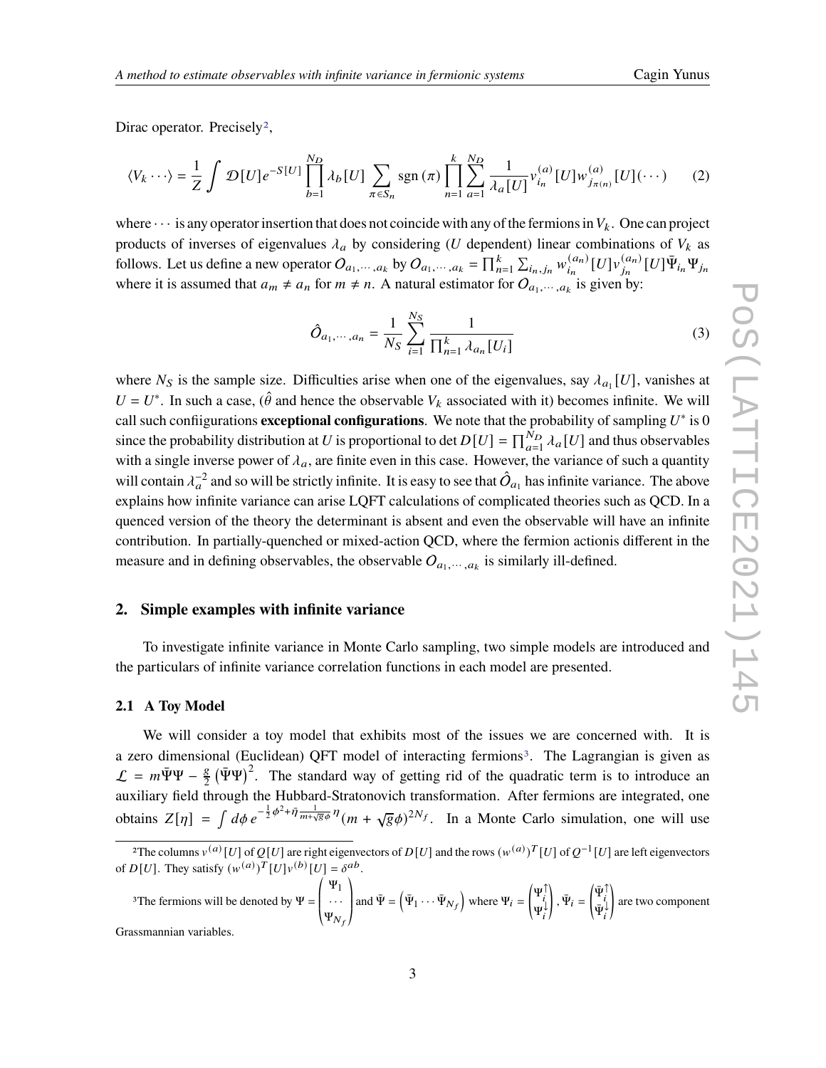Dirac operator. Precisely[2],

$$\langle V_k \cdots \rangle = \frac{1}{Z} \int \mathcal{D}[U] e^{-S[U]} \prod_{b=1}^{N_D} \lambda_b[U] \sum_{\pi \in S_n} \mathrm{sgn}\,(\pi) \prod_{n=1}^{k} \sum_{a=1}^{N_D} \frac{1}{\lambda_a[U]} v_{i_n}^{(a)}[U] w_{j_{\pi(n)}}^{(a)}[U] (\cdots) \tag{2}$$

where $\cdots$ is any operator insertion that does not coincide with any of the fermions in $V_k$. One can project products of inverses of eigenvalues $\lambda_a$ by considering ($U$ dependent) linear combinations of $V_k$ as follows. Let us define a new operator $O_{a_1,\cdots,a_k}$ by $O_{a_1,\cdots,a_k} = \prod_{n=1}^{k} \sum_{i_n,j_n} w_{i_n}^{(a_n)}[U] v_{j_n}^{(a_n)}[U] \bar{\Psi}_{i_n} \Psi_{j_n}$ where it is assumed that $a_m \neq a_n$ for $m \neq n$. A natural estimator for $O_{a_1,\cdots,a_k}$ is given by:

$$\hat{O}_{a_1,\cdots,a_n} = \frac{1}{N_S} \sum_{i=1}^{N_S} \frac{1}{\prod_{n=1}^{k} \lambda_{a_n}[U_i]} \tag{3}$$

where $N_S$ is the sample size. Difficulties arise when one of the eigenvalues, say $\lambda_{a_1}[U]$, vanishes at $U = U^*$. In such a case, ($\hat{\theta}$ and hence the observable $V_k$ associated with it) becomes infinite. We will call such confiigurations **exceptional configurations**. We note that the probability of sampling $U^*$ is 0 since the probability distribution at $U$ is proportional to $\det D[U] = \prod_{a=1}^{N_D} \lambda_a[U]$ and thus observables with a single inverse power of $\lambda_a$, are finite even in this case. However, the variance of such a quantity will contain $\lambda_a^{-2}$ and so will be strictly infinite. It is easy to see that $\hat{O}_{a_1}$ has infinite variance. The above explains how infinite variance can arise LQFT calculations of complicated theories such as QCD. In a quenced version of the theory the determinant is absent and even the observable will have an infinite contribution. In partially-quenched or mixed-action QCD, where the fermion actionis different in the measure and in defining observables, the observable $O_{a_1,\cdots,a_k}$ is similarly ill-defined.

## 2. Simple examples with infinite variance

To investigate infinite variance in Monte Carlo sampling, two simple models are introduced and the particulars of infinite variance correlation functions in each model are presented.

### 2.1 A Toy Model

We will consider a toy model that exhibits most of the issues we are concerned with. It is a zero dimensional (Euclidean) QFT model of interacting fermions[3]. The Lagrangian is given as $\mathcal{L} = m\bar{\Psi}\Psi - \frac{g}{2}\left(\bar{\Psi}\Psi\right)^2$. The standard way of getting rid of the quadratic term is to introduce an auxiliary field through the Hubbard-Stratonovich transformation. After fermions are integrated, one obtains $Z[\eta] = \int d\phi\, e^{-\frac{1}{2}\phi^2 + \bar{\eta}\frac{1}{m+\sqrt{g}\phi}\eta} (m + \sqrt{g}\phi)^{2N_f}$. In a Monte Carlo simulation, one will use

---

[2] The columns $v^{(a)}[U]$ of $Q[U]$ are right eigenvectors of $D[U]$ and the rows $(w^{(a)})^T[U]$ of $Q^{-1}[U]$ are left eigenvectors of $D[U]$. They satisfy $(w^{(a)})^T[U] v^{(b)}[U] = \delta^{ab}$.

[3] The fermions will be denoted by $\Psi = \begin{pmatrix} \Psi_1 \\ \cdots \\ \Psi_{N_f} \end{pmatrix}$ and $\bar{\Psi} = \begin{pmatrix} \bar{\Psi}_1 \cdots \bar{\Psi}_{N_f} \end{pmatrix}$ where $\Psi_i = \begin{pmatrix} \Psi_i^{\uparrow} \\ \Psi_i^{\downarrow} \end{pmatrix}$, $\bar{\Psi}_i = \begin{pmatrix} \bar{\Psi}_i^{\uparrow} \\ \bar{\Psi}_i^{\downarrow} \end{pmatrix}$ are two component Grassmannian variables.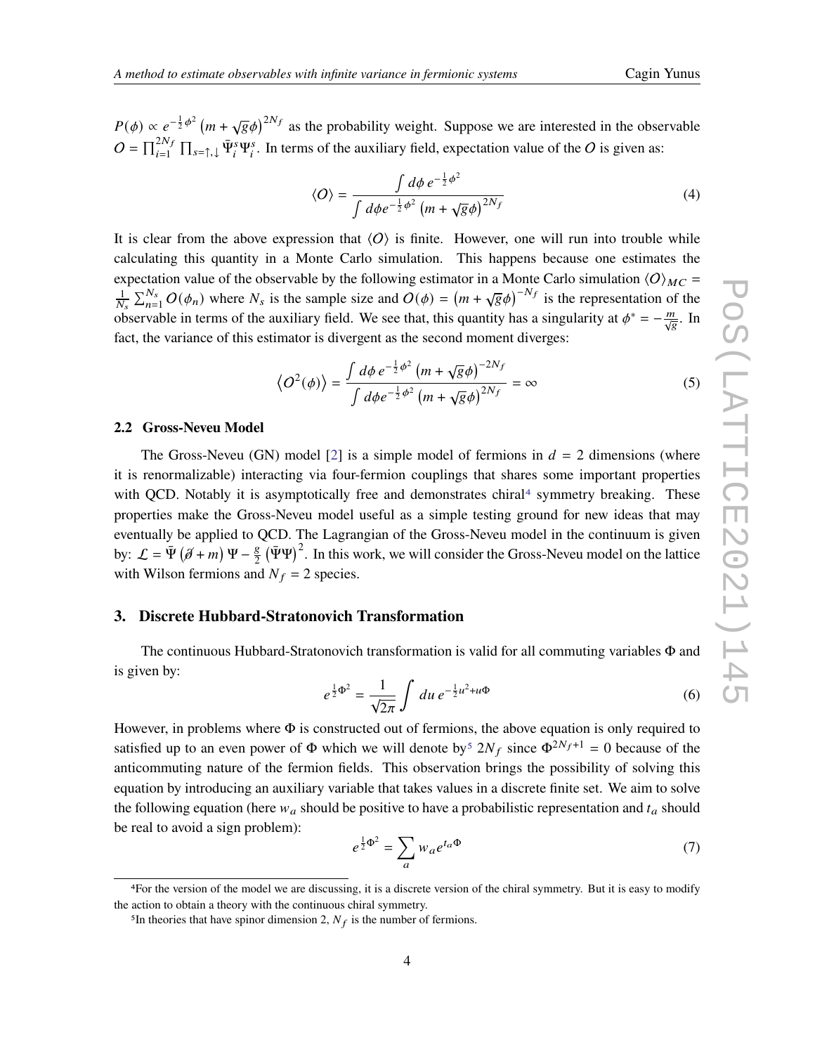$P(\phi) \propto e^{-\frac{1}{2}\phi^2}\left(m + \sqrt{g}\phi\right)^{2N_f}$ as the probability weight. Suppose we are interested in the observable $O = \prod_{i=1}^{2N_f}\prod_{s=\uparrow,\downarrow}\bar{\Psi}_i^s\Psi_i^s$. In terms of the auxiliary field, expectation value of the $O$ is given as:

$$\langle O\rangle = \frac{\int d\phi\, e^{-\frac{1}{2}\phi^2}}{\int d\phi e^{-\frac{1}{2}\phi^2}\left(m + \sqrt{g}\phi\right)^{2N_f}} \tag{4}$$

It is clear from the above expression that $\langle O\rangle$ is finite. However, one will run into trouble while calculating this quantity in a Monte Carlo simulation. This happens because one estimates the expectation value of the observable by the following estimator in a Monte Carlo simulation $\langle O\rangle_{MC} = \frac{1}{N_s}\sum_{n=1}^{N_s} O(\phi_n)$ where $N_s$ is the sample size and $O(\phi) = \left(m + \sqrt{g}\phi\right)^{-N_f}$ is the representation of the observable in terms of the auxiliary field. We see that, this quantity has a singularity at $\phi^* = -\frac{m}{\sqrt{g}}$. In fact, the variance of this estimator is divergent as the second moment diverges:

$$\left\langle O^2(\phi)\right\rangle = \frac{\int d\phi\, e^{-\frac{1}{2}\phi^2}\left(m + \sqrt{g}\phi\right)^{-2N_f}}{\int d\phi e^{-\frac{1}{2}\phi^2}\left(m + \sqrt{g}\phi\right)^{2N_f}} = \infty \tag{5}$$

### 2.2 Gross-Neveu Model

The Gross-Neveu (GN) model [2] is a simple model of fermions in $d = 2$ dimensions (where it is renormalizable) interacting via four-fermion couplings that shares some important properties with QCD. Notably it is asymptotically free and demonstrates chiral[4] symmetry breaking. These properties make the Gross-Neveu model useful as a simple testing ground for new ideas that may eventually be applied to QCD. The Lagrangian of the Gross-Neveu model in the continuum is given by: $\mathcal{L} = \bar{\Psi}\left(\partial\!\!\!/ + m\right)\Psi - \frac{g}{2}\left(\bar{\Psi}\Psi\right)^2$. In this work, we will consider the Gross-Neveu model on the lattice with Wilson fermions and $N_f = 2$ species.

## 3. Discrete Hubbard-Stratonovich Transformation

The continuous Hubbard-Stratonovich transformation is valid for all commuting variables $\Phi$ and is given by:

$$e^{\frac{1}{2}\Phi^2} = \frac{1}{\sqrt{2\pi}}\int du\, e^{-\frac{1}{2}u^2 + u\Phi} \tag{6}$$

However, in problems where $\Phi$ is constructed out of fermions, the above equation is only required to satisfied up to an even power of $\Phi$ which we will denote by[5] $2N_f$ since $\Phi^{2N_f+1} = 0$ because of the anticommuting nature of the fermion fields. This observation brings the possibility of solving this equation by introducing an auxiliary variable that takes values in a discrete finite set. We aim to solve the following equation (here $w_a$ should be positive to have a probabilistic representation and $t_a$ should be real to avoid a sign problem):

$$e^{\frac{1}{2}\Phi^2} = \sum_a w_a e^{t_a\Phi} \tag{7}$$

---

[4]For the version of the model we are discussing, it is a discrete version of the chiral symmetry. But it is easy to modify the action to obtain a theory with the continuous chiral symmetry.

[5]In theories that have spinor dimension 2, $N_f$ is the number of fermions.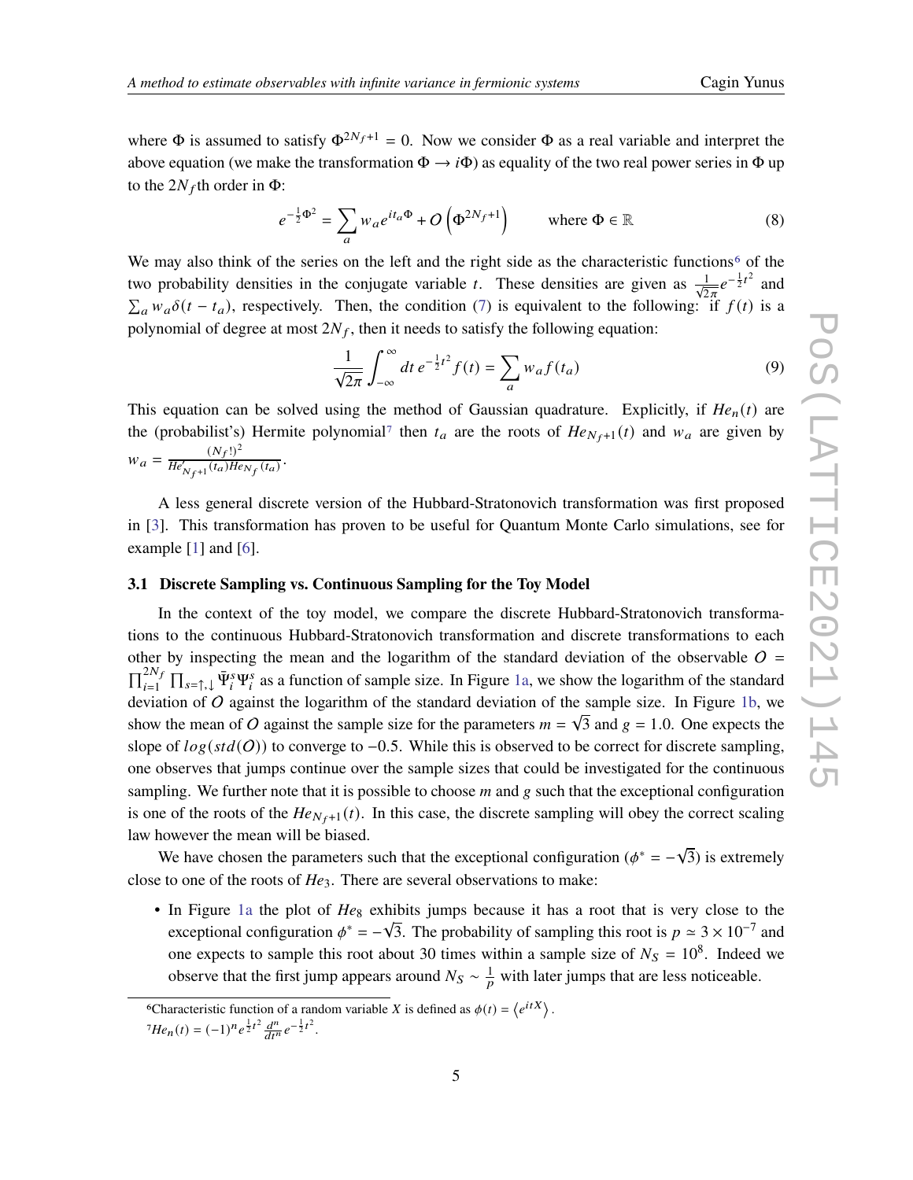where $\Phi$ is assumed to satisfy $\Phi^{2N_f+1} = 0$. Now we consider $\Phi$ as a real variable and interpret the above equation (we make the transformation $\Phi \to i\Phi$) as equality of the two real power series in $\Phi$ up to the $2N_f$th order in $\Phi$:

$$e^{-\frac{1}{2}\Phi^2} = \sum_a w_a e^{it_a \Phi} + O\left(\Phi^{2N_f+1}\right) \qquad \text{where } \Phi \in \mathbb{R} \tag{8}$$

We may also think of the series on the left and the right side as the characteristic functions[6] of the two probability densities in the conjugate variable $t$. These densities are given as $\frac{1}{\sqrt{2\pi}} e^{-\frac{1}{2}t^2}$ and $\sum_a w_a \delta(t - t_a)$, respectively. Then, the condition (7) is equivalent to the following: if $f(t)$ is a polynomial of degree at most $2N_f$, then it needs to satisfy the following equation:

$$\frac{1}{\sqrt{2\pi}} \int_{-\infty}^{\infty} dt\, e^{-\frac{1}{2}t^2} f(t) = \sum_a w_a f(t_a) \tag{9}$$

This equation can be solved using the method of Gaussian quadrature. Explicitly, if $He_n(t)$ are the (probabilist's) Hermite polynomial[7] then $t_a$ are the roots of $He_{N_f+1}(t)$ and $w_a$ are given by $w_a = \frac{(N_f!)^2}{He'_{N_f+1}(t_a) He_{N_f}(t_a)}$.

A less general discrete version of the Hubbard-Stratonovich transformation was first proposed in [3]. This transformation has proven to be useful for Quantum Monte Carlo simulations, see for example [1] and [6].

### 3.1 Discrete Sampling vs. Continuous Sampling for the Toy Model

In the context of the toy model, we compare the discrete Hubbard-Stratonovich transformations to the continuous Hubbard-Stratonovich transformation and discrete transformations to each other by inspecting the mean and the logarithm of the standard deviation of the observable $O = \prod_{i=1}^{2N_f} \prod_{s=\uparrow,\downarrow} \bar{\Psi}_i^s \Psi_i^s$ as a function of sample size. In Figure 1a, we show the logarithm of the standard deviation of $O$ against the logarithm of the standard deviation of the sample size. In Figure 1b, we show the mean of $O$ against the sample size for the parameters $m = \sqrt{3}$ and $g = 1.0$. One expects the slope of $log(std(O))$ to converge to $-0.5$. While this is observed to be correct for discrete sampling, one observes that jumps continue over the sample sizes that could be investigated for the continuous sampling. We further note that it is possible to choose $m$ and $g$ such that the exceptional configuration is one of the roots of the $He_{N_f+1}(t)$. In this case, the discrete sampling will obey the correct scaling law however the mean will be biased.

We have chosen the parameters such that the exceptional configuration ($\phi^* = -\sqrt{3}$) is extremely close to one of the roots of $He_3$. There are several observations to make:

- In Figure 1a the plot of $He_8$ exhibits jumps because it has a root that is very close to the exceptional configuration $\phi^* = -\sqrt{3}$. The probability of sampling this root is $p \simeq 3 \times 10^{-7}$ and one expects to sample this root about 30 times within a sample size of $N_S = 10^8$. Indeed we observe that the first jump appears around $N_S \sim \frac{1}{p}$ with later jumps that are less noticeable.

[6] Characteristic function of a random variable $X$ is defined as $\phi(t) = \left\langle e^{itX} \right\rangle$.

[7] $He_n(t) = (-1)^n e^{\frac{1}{2}t^2} \frac{d^n}{dt^n} e^{-\frac{1}{2}t^2}$.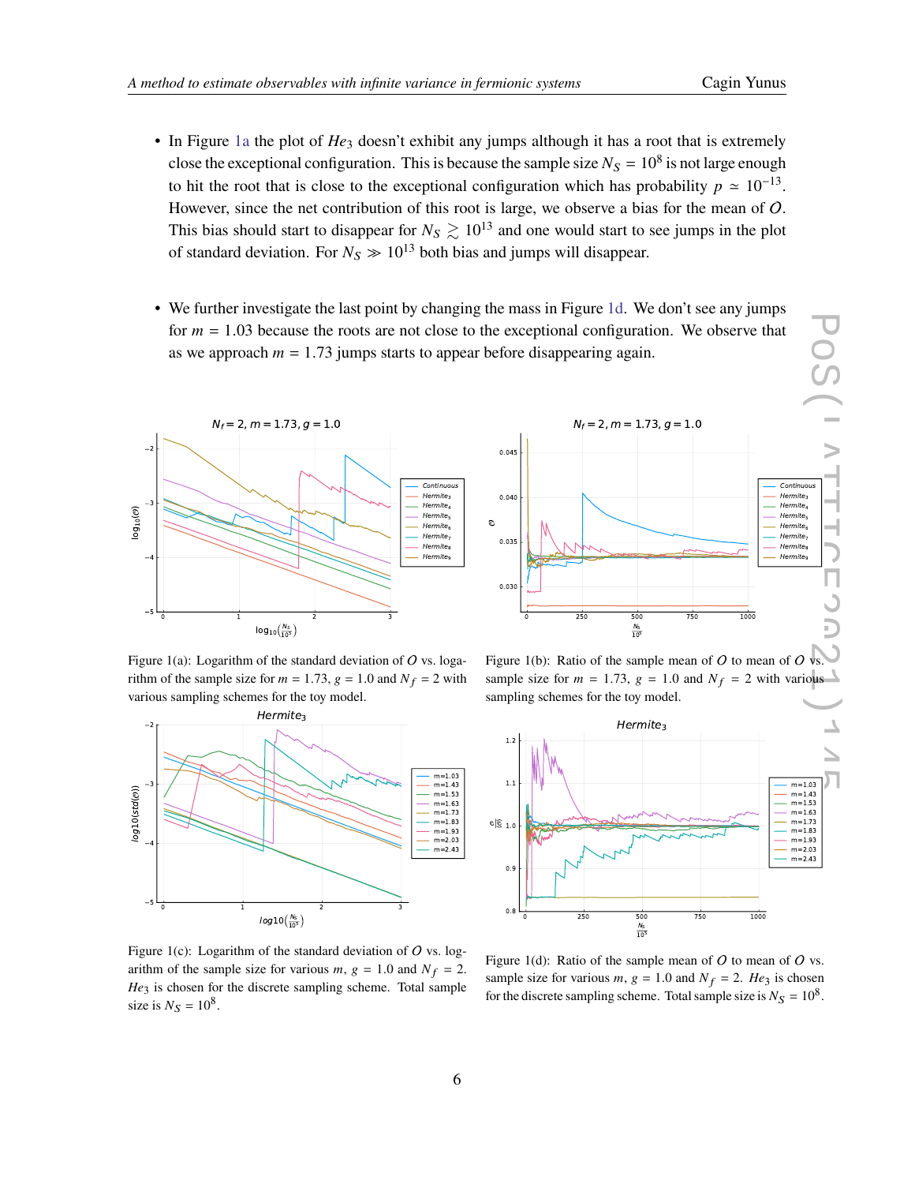- In Figure 1a the plot of $He_3$ doesn't exhibit any jumps although it has a root that is extremely close the exceptional configuration. This is because the sample size $N_S = 10^8$ is not large enough to hit the root that is close to the exceptional configuration which has probability $p \simeq 10^{-13}$. However, since the net contribution of this root is large, we observe a bias for the mean of $O$. This bias should start to disappear for $N_S \gtrsim 10^{13}$ and one would start to see jumps in the plot of standard deviation. For $N_S \gg 10^{13}$ both bias and jumps will disappear.

- We further investigate the last point by changing the mass in Figure 1d. We don't see any jumps for $m = 1.03$ because the roots are not close to the exceptional configuration. We observe that as we approach $m = 1.73$ jumps starts to appear before disappearing again.

Figure 1(a): Logarithm of the standard deviation of $O$ vs. logarithm of the sample size for $m = 1.73$, $g = 1.0$ and $N_f = 2$ with various sampling schemes for the toy model.

Figure 1(b): Ratio of the sample mean of $O$ to mean of $O$ vs. sample size for $m = 1.73$, $g = 1.0$ and $N_f = 2$ with various sampling schemes for the toy model.

Figure 1(c): Logarithm of the standard deviation of $O$ vs. logarithm of the sample size for various $m$, $g = 1.0$ and $N_f = 2$. $He_3$ is chosen for the discrete sampling scheme. Total sample size is $N_S = 10^8$.

Figure 1(d): Ratio of the sample mean of $O$ to mean of $O$ vs. sample size for various $m$, $g = 1.0$ and $N_f = 2$. $He_3$ is chosen for the discrete sampling scheme. Total sample size is $N_S = 10^8$.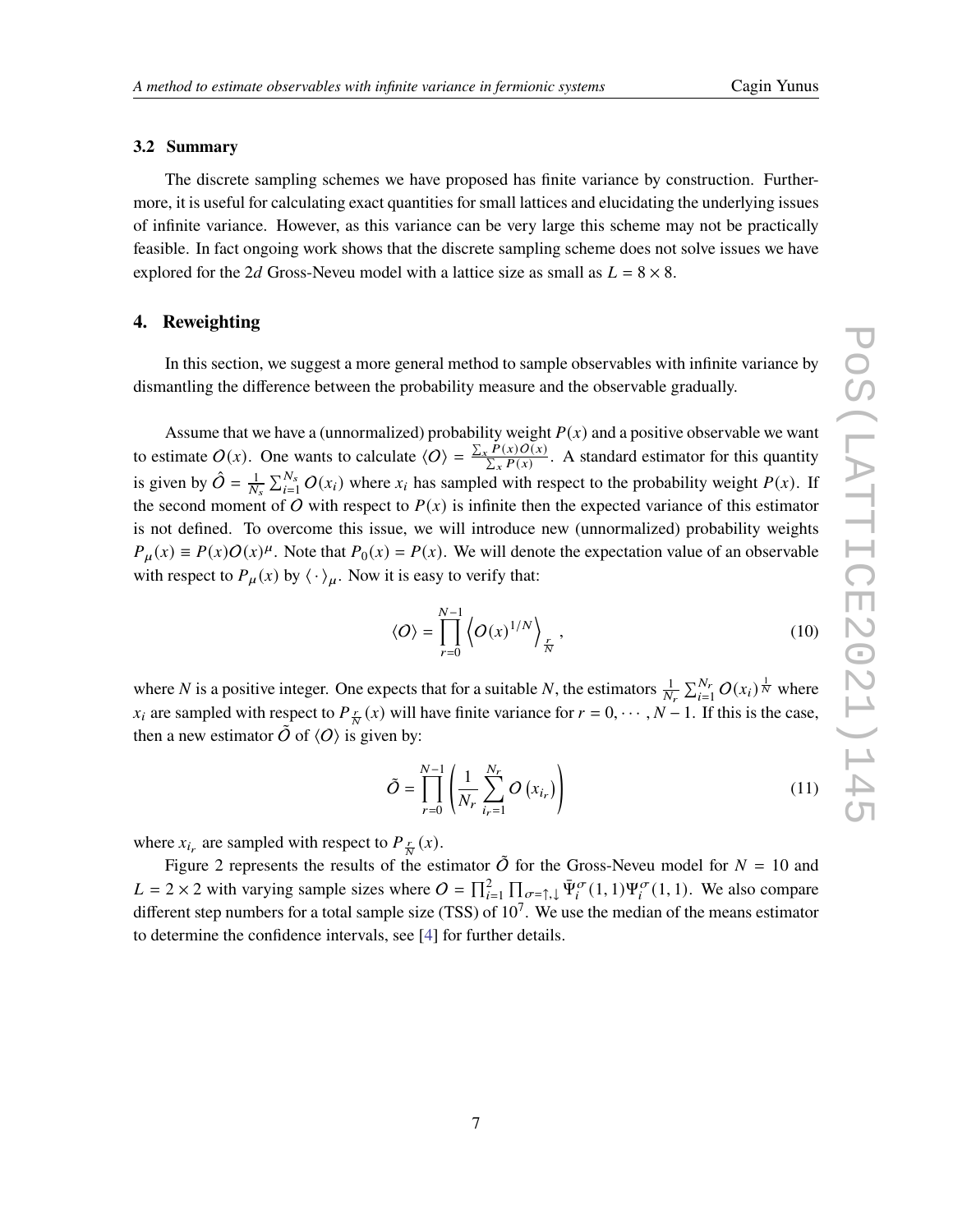### 3.2 Summary

The discrete sampling schemes we have proposed has finite variance by construction. Furthermore, it is useful for calculating exact quantities for small lattices and elucidating the underlying issues of infinite variance. However, as this variance can be very large this scheme may not be practically feasible. In fact ongoing work shows that the discrete sampling scheme does not solve issues we have explored for the $2d$ Gross-Neveu model with a lattice size as small as $L = 8 \times 8$.

## 4. Reweighting

In this section, we suggest a more general method to sample observables with infinite variance by dismantling the difference between the probability measure and the observable gradually.

Assume that we have a (unnormalized) probability weight $P(x)$ and a positive observable we want to estimate $O(x)$. One wants to calculate $\langle O \rangle = \frac{\sum_x P(x) O(x)}{\sum_x P(x)}$. A standard estimator for this quantity is given by $\hat{O} = \frac{1}{N_s} \sum_{i=1}^{N_s} O(x_i)$ where $x_i$ has sampled with respect to the probability weight $P(x)$. If the second moment of $O$ with respect to $P(x)$ is infinite then the expected variance of this estimator is not defined. To overcome this issue, we will introduce new (unnormalized) probability weights $P_\mu(x) \equiv P(x) O(x)^\mu$. Note that $P_0(x) = P(x)$. We will denote the expectation value of an observable with respect to $P_\mu(x)$ by $\langle \cdot \rangle_\mu$. Now it is easy to verify that:

$$\langle O \rangle = \prod_{r=0}^{N-1} \left\langle O(x)^{1/N} \right\rangle_{\frac{r}{N}}, \tag{10}$$

where $N$ is a positive integer. One expects that for a suitable $N$, the estimators $\frac{1}{N_r} \sum_{i=1}^{N_r} O(x_i)^{\frac{1}{N}}$ where $x_i$ are sampled with respect to $P_{\frac{r}{N}}(x)$ will have finite variance for $r = 0, \cdots, N-1$. If this is the case, then a new estimator $\tilde{O}$ of $\langle O \rangle$ is given by:

$$\tilde{O} = \prod_{r=0}^{N-1} \left( \frac{1}{N_r} \sum_{i_r=1}^{N_r} O\left(x_{i_r}\right) \right) \tag{11}$$

where $x_{i_r}$ are sampled with respect to $P_{\frac{r}{N}}(x)$.

Figure 2 represents the results of the estimator $\tilde{O}$ for the Gross-Neveu model for $N = 10$ and $L = 2 \times 2$ with varying sample sizes where $O = \prod_{i=1}^{2} \prod_{\sigma=\uparrow,\downarrow} \bar{\Psi}_i^\sigma(1,1) \Psi_i^\sigma(1,1)$. We also compare different step numbers for a total sample size (TSS) of $10^7$. We use the median of the means estimator to determine the confidence intervals, see [4] for further details.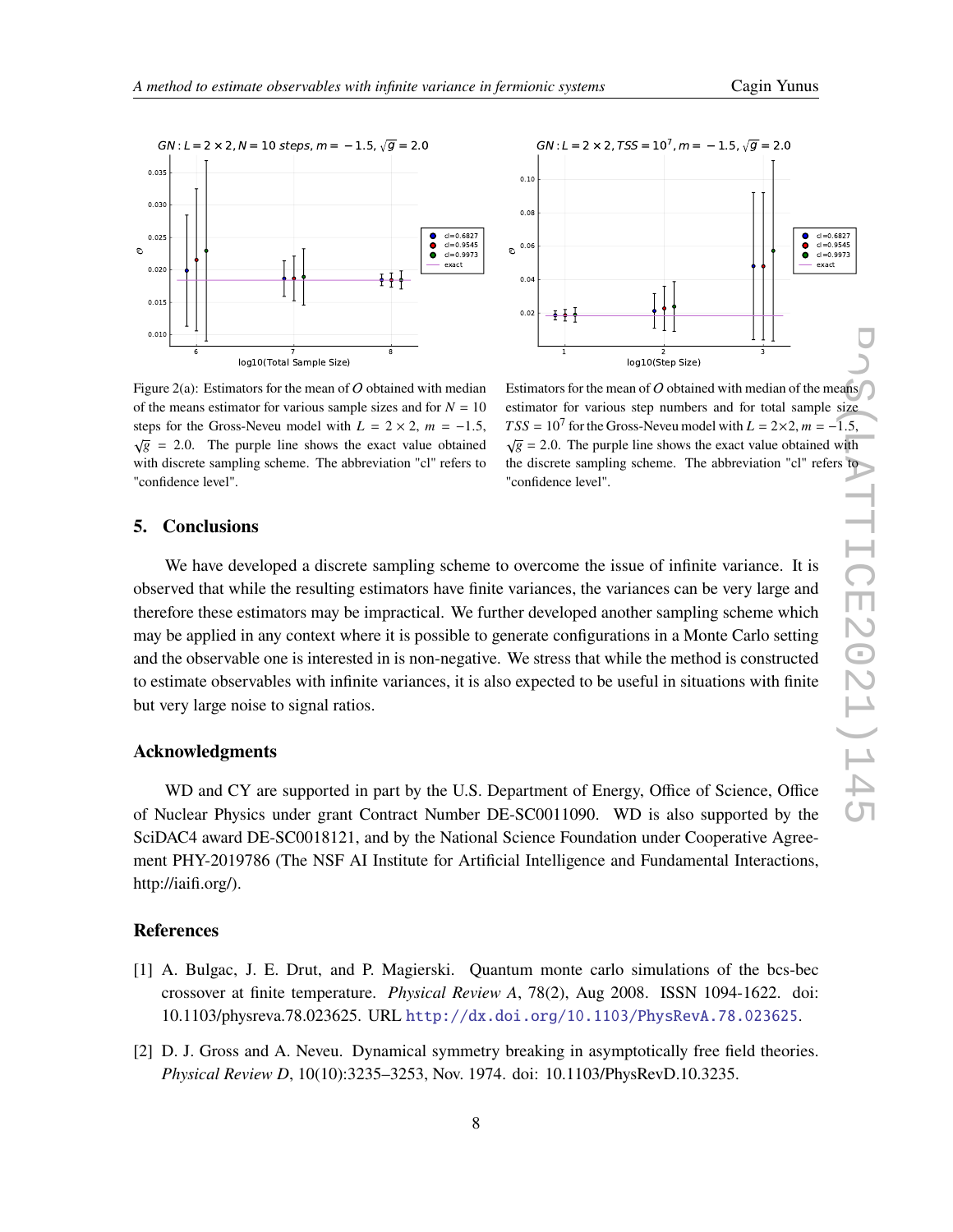Figure 2(a): Estimators for the mean of $O$ obtained with median of the means estimator for various sample sizes and for $N = 10$ steps for the Gross-Neveu model with $L = 2 \times 2$, $m = -1.5$, $\sqrt{g} = 2.0$. The purple line shows the exact value obtained with discrete sampling scheme. The abbreviation "cl" refers to "confidence level".

Estimators for the mean of $O$ obtained with median of the means estimator for various step numbers and for total sample size $TSS = 10^7$ for the Gross-Neveu model with $L = 2\times2$, $m = -1.5$, $\sqrt{g} = 2.0$. The purple line shows the exact value obtained with the discrete sampling scheme. The abbreviation "cl" refers to "confidence level".

## 5. Conclusions

We have developed a discrete sampling scheme to overcome the issue of infinite variance. It is observed that while the resulting estimators have finite variances, the variances can be very large and therefore these estimators may be impractical. We further developed another sampling scheme which may be applied in any context where it is possible to generate configurations in a Monte Carlo setting and the observable one is interested in is non-negative. We stress that while the method is constructed to estimate observables with infinite variances, it is also expected to be useful in situations with finite but very large noise to signal ratios.

## Acknowledgments

WD and CY are supported in part by the U.S. Department of Energy, Office of Science, Office of Nuclear Physics under grant Contract Number DE-SC0011090. WD is also supported by the SciDAC4 award DE-SC0018121, and by the National Science Foundation under Cooperative Agreement PHY-2019786 (The NSF AI Institute for Artificial Intelligence and Fundamental Interactions, http://iaifi.org/).

## References

[1] A. Bulgac, J. E. Drut, and P. Magierski. Quantum monte carlo simulations of the bcs-bec crossover at finite temperature. *Physical Review A*, 78(2), Aug 2008. ISSN 1094-1622. doi: 10.1103/physreva.78.023625. URL http://dx.doi.org/10.1103/PhysRevA.78.023625.

[2] D. J. Gross and A. Neveu. Dynamical symmetry breaking in asymptotically free field theories. *Physical Review D*, 10(10):3235–3253, Nov. 1974. doi: 10.1103/PhysRevD.10.3235.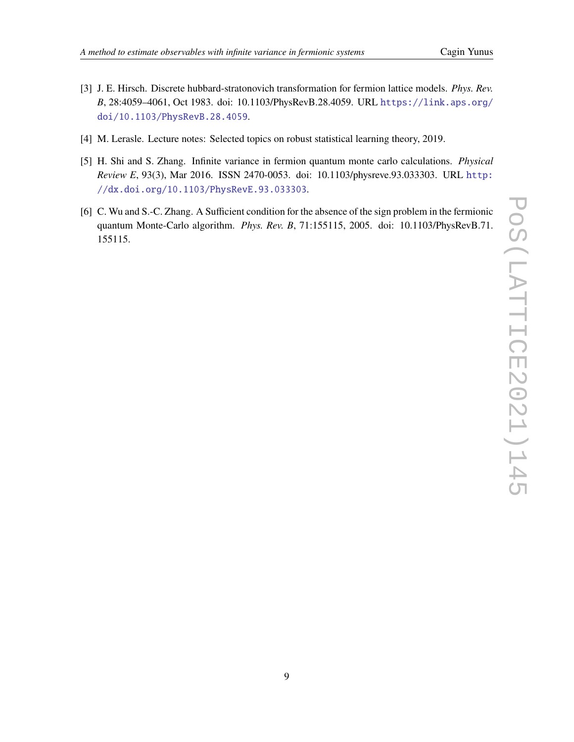[3] J. E. Hirsch. Discrete hubbard-stratonovich transformation for fermion lattice models. *Phys. Rev. B*, 28:4059–4061, Oct 1983. doi: 10.1103/PhysRevB.28.4059. URL https://link.aps.org/doi/10.1103/PhysRevB.28.4059.

[4] M. Lerasle. Lecture notes: Selected topics on robust statistical learning theory, 2019.

[5] H. Shi and S. Zhang. Infinite variance in fermion quantum monte carlo calculations. *Physical Review E*, 93(3), Mar 2016. ISSN 2470-0053. doi: 10.1103/physreve.93.033303. URL http://dx.doi.org/10.1103/PhysRevE.93.033303.

[6] C. Wu and S.-C. Zhang. A Sufficient condition for the absence of the sign problem in the fermionic quantum Monte-Carlo algorithm. *Phys. Rev. B*, 71:155115, 2005. doi: 10.1103/PhysRevB.71.155115.